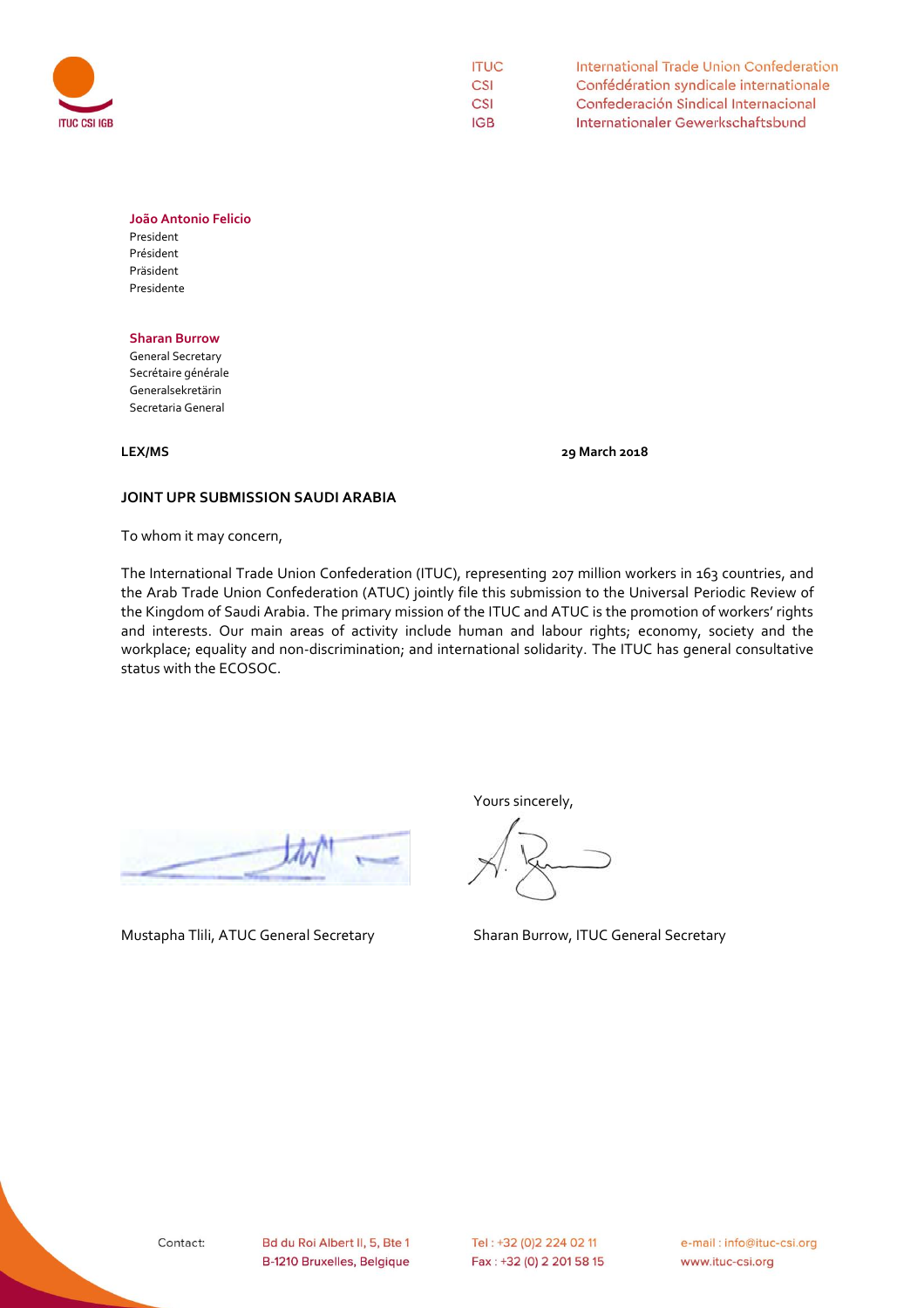ITUC International Trade Union Confederation
CSI Confédération syndicale internationale
CSI Confederación Sindical Internacional
IGB Internationaler Gewerkschaftsbund

**João Antonio Felicio**
President
Président
Präsident
Presidente

**Sharan Burrow**
General Secretary
Secrétaire générale
Generalsekretärin
Secretaria General

**LEX/MS** **29 March 2018**

**JOINT UPR SUBMISSION SAUDI ARABIA**

To whom it may concern,

The International Trade Union Confederation (ITUC), representing 207 million workers in 163 countries, and the Arab Trade Union Confederation (ATUC) jointly file this submission to the Universal Periodic Review of the Kingdom of Saudi Arabia. The primary mission of the ITUC and ATUC is the promotion of workers' rights and interests. Our main areas of activity include human and labour rights; economy, society and the workplace; equality and non-discrimination; and international solidarity. The ITUC has general consultative status with the ECOSOC.

Yours sincerely,

Mustapha Tlili, ATUC General Secretary

Sharan Burrow, ITUC General Secretary

Contact: Bd du Roi Albert II, 5, Bte 1, B-1210 Bruxelles, Belgique | Tel : +32 (0)2 224 02 11 | Fax : +32 (0) 2 201 58 15 | e-mail : info@ituc-csi.org | www.ituc-csi.org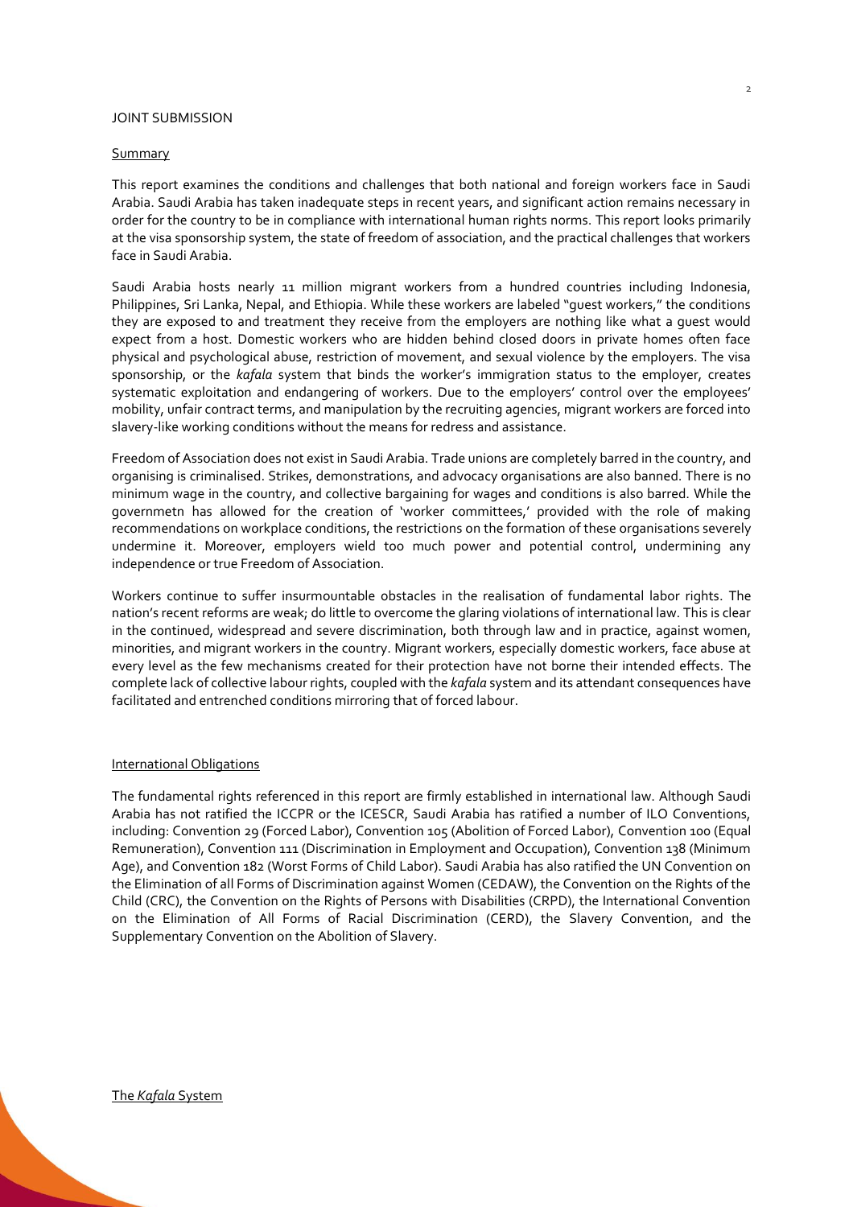JOINT SUBMISSION

## Summary

This report examines the conditions and challenges that both national and foreign workers face in Saudi Arabia. Saudi Arabia has taken inadequate steps in recent years, and significant action remains necessary in order for the country to be in compliance with international human rights norms. This report looks primarily at the visa sponsorship system, the state of freedom of association, and the practical challenges that workers face in Saudi Arabia.

Saudi Arabia hosts nearly 11 million migrant workers from a hundred countries including Indonesia, Philippines, Sri Lanka, Nepal, and Ethiopia. While these workers are labeled "guest workers," the conditions they are exposed to and treatment they receive from the employers are nothing like what a guest would expect from a host. Domestic workers who are hidden behind closed doors in private homes often face physical and psychological abuse, restriction of movement, and sexual violence by the employers. The visa sponsorship, or the *kafala* system that binds the worker's immigration status to the employer, creates systematic exploitation and endangering of workers. Due to the employers' control over the employees' mobility, unfair contract terms, and manipulation by the recruiting agencies, migrant workers are forced into slavery-like working conditions without the means for redress and assistance.

Freedom of Association does not exist in Saudi Arabia. Trade unions are completely barred in the country, and organising is criminalised. Strikes, demonstrations, and advocacy organisations are also banned. There is no minimum wage in the country, and collective bargaining for wages and conditions is also barred. While the governmetn has allowed for the creation of 'worker committees,' provided with the role of making recommendations on workplace conditions, the restrictions on the formation of these organisations severely undermine it. Moreover, employers wield too much power and potential control, undermining any independence or true Freedom of Association.

Workers continue to suffer insurmountable obstacles in the realisation of fundamental labor rights. The nation's recent reforms are weak; do little to overcome the glaring violations of international law. This is clear in the continued, widespread and severe discrimination, both through law and in practice, against women, minorities, and migrant workers in the country. Migrant workers, especially domestic workers, face abuse at every level as the few mechanisms created for their protection have not borne their intended effects. The complete lack of collective labour rights, coupled with the *kafala* system and its attendant consequences have facilitated and entrenched conditions mirroring that of forced labour.

## International Obligations

The fundamental rights referenced in this report are firmly established in international law. Although Saudi Arabia has not ratified the ICCPR or the ICESCR, Saudi Arabia has ratified a number of ILO Conventions, including: Convention 29 (Forced Labor), Convention 105 (Abolition of Forced Labor), Convention 100 (Equal Remuneration), Convention 111 (Discrimination in Employment and Occupation), Convention 138 (Minimum Age), and Convention 182 (Worst Forms of Child Labor). Saudi Arabia has also ratified the UN Convention on the Elimination of all Forms of Discrimination against Women (CEDAW), the Convention on the Rights of the Child (CRC), the Convention on the Rights of Persons with Disabilities (CRPD), the International Convention on the Elimination of All Forms of Racial Discrimination (CERD), the Slavery Convention, and the Supplementary Convention on the Abolition of Slavery.

## The *Kafala* System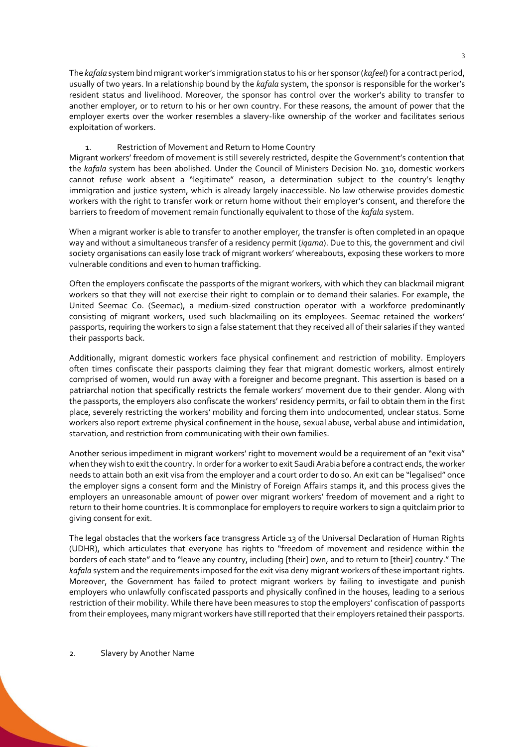The *kafala* system bind migrant worker's immigration status to his or her sponsor (*kafeel*) for a contract period, usually of two years. In a relationship bound by the *kafala* system, the sponsor is responsible for the worker's resident status and livelihood. Moreover, the sponsor has control over the worker's ability to transfer to another employer, or to return to his or her own country. For these reasons, the amount of power that the employer exerts over the worker resembles a slavery-like ownership of the worker and facilitates serious exploitation of workers.

### 1. Restriction of Movement and Return to Home Country

Migrant workers' freedom of movement is still severely restricted, despite the Government's contention that the *kafala* system has been abolished. Under the Council of Ministers Decision No. 310, domestic workers cannot refuse work absent a "legitimate" reason, a determination subject to the country's lengthy immigration and justice system, which is already largely inaccessible. No law otherwise provides domestic workers with the right to transfer work or return home without their employer's consent, and therefore the barriers to freedom of movement remain functionally equivalent to those of the *kafala* system.

When a migrant worker is able to transfer to another employer, the transfer is often completed in an opaque way and without a simultaneous transfer of a residency permit (*iqama*). Due to this, the government and civil society organisations can easily lose track of migrant workers' whereabouts, exposing these workers to more vulnerable conditions and even to human trafficking.

Often the employers confiscate the passports of the migrant workers, with which they can blackmail migrant workers so that they will not exercise their right to complain or to demand their salaries. For example, the United Seemac Co. (Seemac), a medium-sized construction operator with a workforce predominantly consisting of migrant workers, used such blackmailing on its employees. Seemac retained the workers' passports, requiring the workers to sign a false statement that they received all of their salaries if they wanted their passports back.

Additionally, migrant domestic workers face physical confinement and restriction of mobility. Employers often times confiscate their passports claiming they fear that migrant domestic workers, almost entirely comprised of women, would run away with a foreigner and become pregnant. This assertion is based on a patriarchal notion that specifically restricts the female workers' movement due to their gender. Along with the passports, the employers also confiscate the workers' residency permits, or fail to obtain them in the first place, severely restricting the workers' mobility and forcing them into undocumented, unclear status. Some workers also report extreme physical confinement in the house, sexual abuse, verbal abuse and intimidation, starvation, and restriction from communicating with their own families.

Another serious impediment in migrant workers' right to movement would be a requirement of an "exit visa" when they wish to exit the country. In order for a worker to exit Saudi Arabia before a contract ends, the worker needs to attain both an exit visa from the employer and a court order to do so. An exit can be "legalised" once the employer signs a consent form and the Ministry of Foreign Affairs stamps it, and this process gives the employers an unreasonable amount of power over migrant workers' freedom of movement and a right to return to their home countries. It is commonplace for employers to require workers to sign a quitclaim prior to giving consent for exit.

The legal obstacles that the workers face transgress Article 13 of the Universal Declaration of Human Rights (UDHR), which articulates that everyone has rights to "freedom of movement and residence within the borders of each state" and to "leave any country, including [their] own, and to return to [their] country." The *kafala* system and the requirements imposed for the exit visa deny migrant workers of these important rights. Moreover, the Government has failed to protect migrant workers by failing to investigate and punish employers who unlawfully confiscated passports and physically confined in the houses, leading to a serious restriction of their mobility. While there have been measures to stop the employers' confiscation of passports from their employees, many migrant workers have still reported that their employers retained their passports.

### 2. Slavery by Another Name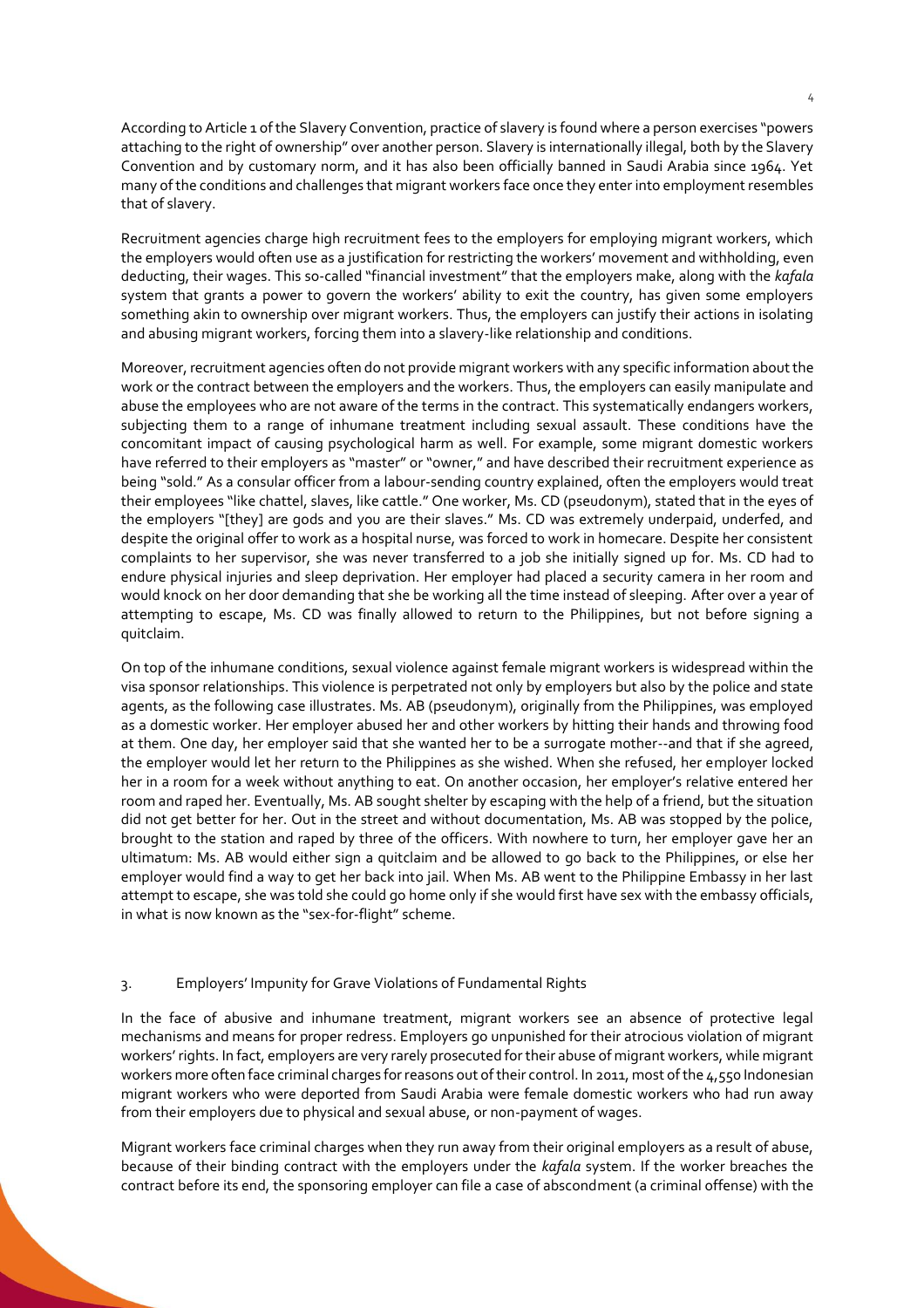According to Article 1 of the Slavery Convention, practice of slavery is found where a person exercises "powers attaching to the right of ownership" over another person. Slavery is internationally illegal, both by the Slavery Convention and by customary norm, and it has also been officially banned in Saudi Arabia since 1964. Yet many of the conditions and challenges that migrant workers face once they enter into employment resembles that of slavery.

Recruitment agencies charge high recruitment fees to the employers for employing migrant workers, which the employers would often use as a justification for restricting the workers' movement and withholding, even deducting, their wages. This so-called "financial investment" that the employers make, along with the *kafala* system that grants a power to govern the workers' ability to exit the country, has given some employers something akin to ownership over migrant workers. Thus, the employers can justify their actions in isolating and abusing migrant workers, forcing them into a slavery-like relationship and conditions.

Moreover, recruitment agencies often do not provide migrant workers with any specific information about the work or the contract between the employers and the workers. Thus, the employers can easily manipulate and abuse the employees who are not aware of the terms in the contract. This systematically endangers workers, subjecting them to a range of inhumane treatment including sexual assault. These conditions have the concomitant impact of causing psychological harm as well. For example, some migrant domestic workers have referred to their employers as "master" or "owner," and have described their recruitment experience as being "sold." As a consular officer from a labour-sending country explained, often the employers would treat their employees "like chattel, slaves, like cattle." One worker, Ms. CD (pseudonym), stated that in the eyes of the employers "[they] are gods and you are their slaves." Ms. CD was extremely underpaid, underfed, and despite the original offer to work as a hospital nurse, was forced to work in homecare. Despite her consistent complaints to her supervisor, she was never transferred to a job she initially signed up for. Ms. CD had to endure physical injuries and sleep deprivation. Her employer had placed a security camera in her room and would knock on her door demanding that she be working all the time instead of sleeping. After over a year of attempting to escape, Ms. CD was finally allowed to return to the Philippines, but not before signing a quitclaim.

On top of the inhumane conditions, sexual violence against female migrant workers is widespread within the visa sponsor relationships. This violence is perpetrated not only by employers but also by the police and state agents, as the following case illustrates. Ms. AB (pseudonym), originally from the Philippines, was employed as a domestic worker. Her employer abused her and other workers by hitting their hands and throwing food at them. One day, her employer said that she wanted her to be a surrogate mother--and that if she agreed, the employer would let her return to the Philippines as she wished. When she refused, her employer locked her in a room for a week without anything to eat. On another occasion, her employer's relative entered her room and raped her. Eventually, Ms. AB sought shelter by escaping with the help of a friend, but the situation did not get better for her. Out in the street and without documentation, Ms. AB was stopped by the police, brought to the station and raped by three of the officers. With nowhere to turn, her employer gave her an ultimatum: Ms. AB would either sign a quitclaim and be allowed to go back to the Philippines, or else her employer would find a way to get her back into jail. When Ms. AB went to the Philippine Embassy in her last attempt to escape, she was told she could go home only if she would first have sex with the embassy officials, in what is now known as the "sex-for-flight" scheme.

## 3. Employers' Impunity for Grave Violations of Fundamental Rights

In the face of abusive and inhumane treatment, migrant workers see an absence of protective legal mechanisms and means for proper redress. Employers go unpunished for their atrocious violation of migrant workers' rights. In fact, employers are very rarely prosecuted for their abuse of migrant workers, while migrant workers more often face criminal charges for reasons out of their control. In 2011, most of the 4,550 Indonesian migrant workers who were deported from Saudi Arabia were female domestic workers who had run away from their employers due to physical and sexual abuse, or non-payment of wages.

Migrant workers face criminal charges when they run away from their original employers as a result of abuse, because of their binding contract with the employers under the *kafala* system. If the worker breaches the contract before its end, the sponsoring employer can file a case of abscondment (a criminal offense) with the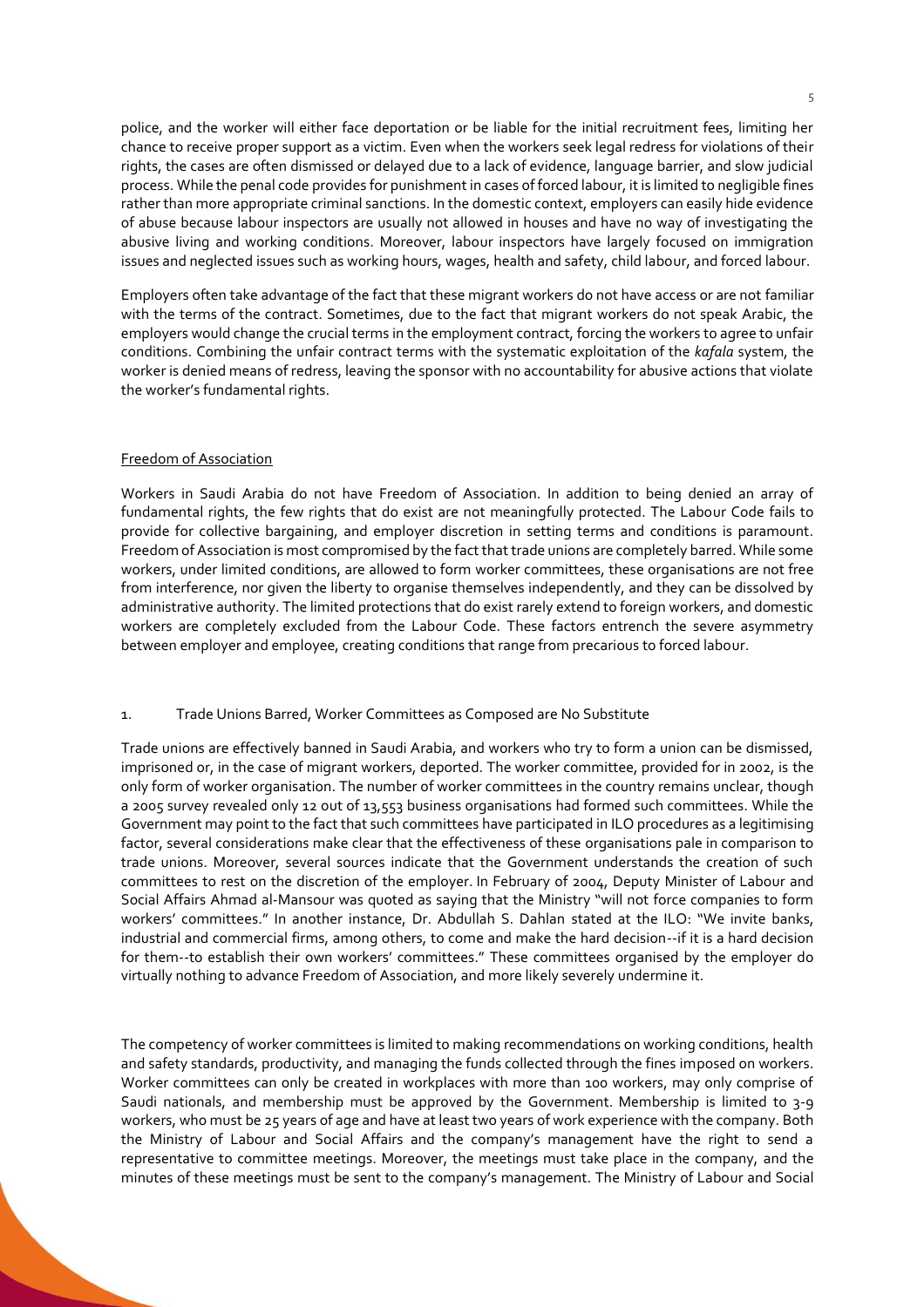police, and the worker will either face deportation or be liable for the initial recruitment fees, limiting her chance to receive proper support as a victim. Even when the workers seek legal redress for violations of their rights, the cases are often dismissed or delayed due to a lack of evidence, language barrier, and slow judicial process. While the penal code provides for punishment in cases of forced labour, it is limited to negligible fines rather than more appropriate criminal sanctions. In the domestic context, employers can easily hide evidence of abuse because labour inspectors are usually not allowed in houses and have no way of investigating the abusive living and working conditions. Moreover, labour inspectors have largely focused on immigration issues and neglected issues such as working hours, wages, health and safety, child labour, and forced labour.

Employers often take advantage of the fact that these migrant workers do not have access or are not familiar with the terms of the contract. Sometimes, due to the fact that migrant workers do not speak Arabic, the employers would change the crucial terms in the employment contract, forcing the workers to agree to unfair conditions. Combining the unfair contract terms with the systematic exploitation of the *kafala* system, the worker is denied means of redress, leaving the sponsor with no accountability for abusive actions that violate the worker's fundamental rights.

## Freedom of Association

Workers in Saudi Arabia do not have Freedom of Association. In addition to being denied an array of fundamental rights, the few rights that do exist are not meaningfully protected. The Labour Code fails to provide for collective bargaining, and employer discretion in setting terms and conditions is paramount. Freedom of Association is most compromised by the fact that trade unions are completely barred. While some workers, under limited conditions, are allowed to form worker committees, these organisations are not free from interference, nor given the liberty to organise themselves independently, and they can be dissolved by administrative authority. The limited protections that do exist rarely extend to foreign workers, and domestic workers are completely excluded from the Labour Code. These factors entrench the severe asymmetry between employer and employee, creating conditions that range from precarious to forced labour.

### 1. Trade Unions Barred, Worker Committees as Composed are No Substitute

Trade unions are effectively banned in Saudi Arabia, and workers who try to form a union can be dismissed, imprisoned or, in the case of migrant workers, deported. The worker committee, provided for in 2002, is the only form of worker organisation. The number of worker committees in the country remains unclear, though a 2005 survey revealed only 12 out of 13,553 business organisations had formed such committees. While the Government may point to the fact that such committees have participated in ILO procedures as a legitimising factor, several considerations make clear that the effectiveness of these organisations pale in comparison to trade unions. Moreover, several sources indicate that the Government understands the creation of such committees to rest on the discretion of the employer. In February of 2004, Deputy Minister of Labour and Social Affairs Ahmad al-Mansour was quoted as saying that the Ministry "will not force companies to form workers' committees." In another instance, Dr. Abdullah S. Dahlan stated at the ILO: "We invite banks, industrial and commercial firms, among others, to come and make the hard decision--if it is a hard decision for them--to establish their own workers' committees." These committees organised by the employer do virtually nothing to advance Freedom of Association, and more likely severely undermine it.

The competency of worker committees is limited to making recommendations on working conditions, health and safety standards, productivity, and managing the funds collected through the fines imposed on workers. Worker committees can only be created in workplaces with more than 100 workers, may only comprise of Saudi nationals, and membership must be approved by the Government. Membership is limited to 3-9 workers, who must be 25 years of age and have at least two years of work experience with the company. Both the Ministry of Labour and Social Affairs and the company's management have the right to send a representative to committee meetings. Moreover, the meetings must take place in the company, and the minutes of these meetings must be sent to the company's management. The Ministry of Labour and Social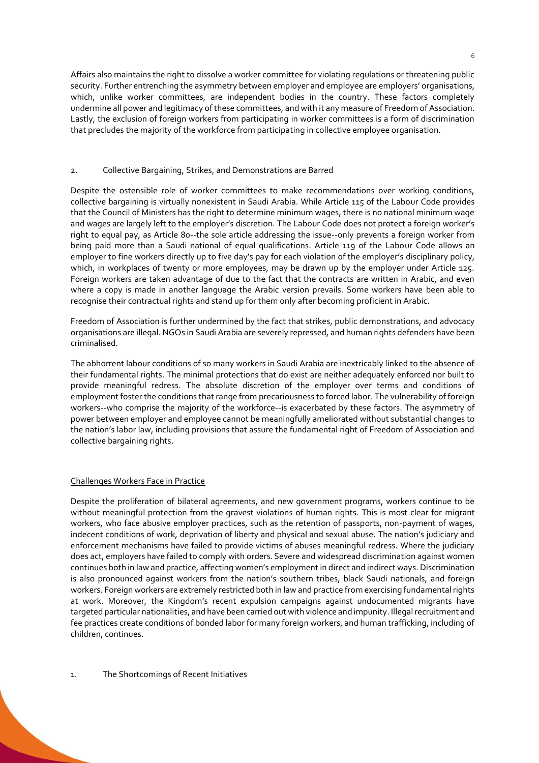Affairs also maintains the right to dissolve a worker committee for violating regulations or threatening public security. Further entrenching the asymmetry between employer and employee are employers' organisations, which, unlike worker committees, are independent bodies in the country. These factors completely undermine all power and legitimacy of these committees, and with it any measure of Freedom of Association. Lastly, the exclusion of foreign workers from participating in worker committees is a form of discrimination that precludes the majority of the workforce from participating in collective employee organisation.

### 2. Collective Bargaining, Strikes, and Demonstrations are Barred

Despite the ostensible role of worker committees to make recommendations over working conditions, collective bargaining is virtually nonexistent in Saudi Arabia. While Article 115 of the Labour Code provides that the Council of Ministers has the right to determine minimum wages, there is no national minimum wage and wages are largely left to the employer's discretion. The Labour Code does not protect a foreign worker's right to equal pay, as Article 80--the sole article addressing the issue--only prevents a foreign worker from being paid more than a Saudi national of equal qualifications. Article 119 of the Labour Code allows an employer to fine workers directly up to five day's pay for each violation of the employer's disciplinary policy, which, in workplaces of twenty or more employees, may be drawn up by the employer under Article 125. Foreign workers are taken advantage of due to the fact that the contracts are written in Arabic, and even where a copy is made in another language the Arabic version prevails. Some workers have been able to recognise their contractual rights and stand up for them only after becoming proficient in Arabic.

Freedom of Association is further undermined by the fact that strikes, public demonstrations, and advocacy organisations are illegal. NGOs in Saudi Arabia are severely repressed, and human rights defenders have been criminalised.

The abhorrent labour conditions of so many workers in Saudi Arabia are inextricably linked to the absence of their fundamental rights. The minimal protections that do exist are neither adequately enforced nor built to provide meaningful redress. The absolute discretion of the employer over terms and conditions of employment foster the conditions that range from precariousness to forced labor. The vulnerability of foreign workers--who comprise the majority of the workforce--is exacerbated by these factors. The asymmetry of power between employer and employee cannot be meaningfully ameliorated without substantial changes to the nation's labor law, including provisions that assure the fundamental right of Freedom of Association and collective bargaining rights.

## Challenges Workers Face in Practice

Despite the proliferation of bilateral agreements, and new government programs, workers continue to be without meaningful protection from the gravest violations of human rights. This is most clear for migrant workers, who face abusive employer practices, such as the retention of passports, non-payment of wages, indecent conditions of work, deprivation of liberty and physical and sexual abuse. The nation's judiciary and enforcement mechanisms have failed to provide victims of abuses meaningful redress. Where the judiciary does act, employers have failed to comply with orders. Severe and widespread discrimination against women continues both in law and practice, affecting women's employment in direct and indirect ways. Discrimination is also pronounced against workers from the nation's southern tribes, black Saudi nationals, and foreign workers. Foreign workers are extremely restricted both in law and practice from exercising fundamental rights at work. Moreover, the Kingdom's recent expulsion campaigns against undocumented migrants have targeted particular nationalities, and have been carried out with violence and impunity. Illegal recruitment and fee practices create conditions of bonded labor for many foreign workers, and human trafficking, including of children, continues.

### 1. The Shortcomings of Recent Initiatives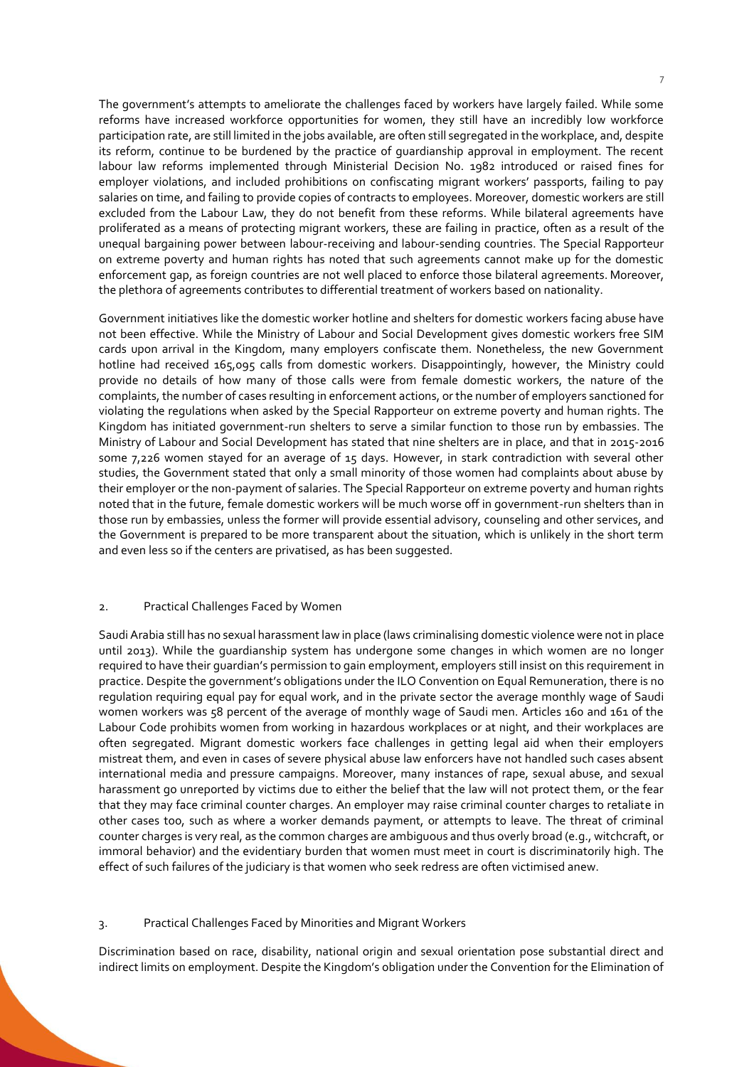The government's attempts to ameliorate the challenges faced by workers have largely failed. While some reforms have increased workforce opportunities for women, they still have an incredibly low workforce participation rate, are still limited in the jobs available, are often still segregated in the workplace, and, despite its reform, continue to be burdened by the practice of guardianship approval in employment. The recent labour law reforms implemented through Ministerial Decision No. 1982 introduced or raised fines for employer violations, and included prohibitions on confiscating migrant workers' passports, failing to pay salaries on time, and failing to provide copies of contracts to employees. Moreover, domestic workers are still excluded from the Labour Law, they do not benefit from these reforms. While bilateral agreements have proliferated as a means of protecting migrant workers, these are failing in practice, often as a result of the unequal bargaining power between labour-receiving and labour-sending countries. The Special Rapporteur on extreme poverty and human rights has noted that such agreements cannot make up for the domestic enforcement gap, as foreign countries are not well placed to enforce those bilateral agreements. Moreover, the plethora of agreements contributes to differential treatment of workers based on nationality.

Government initiatives like the domestic worker hotline and shelters for domestic workers facing abuse have not been effective. While the Ministry of Labour and Social Development gives domestic workers free SIM cards upon arrival in the Kingdom, many employers confiscate them. Nonetheless, the new Government hotline had received 165,095 calls from domestic workers. Disappointingly, however, the Ministry could provide no details of how many of those calls were from female domestic workers, the nature of the complaints, the number of cases resulting in enforcement actions, or the number of employers sanctioned for violating the regulations when asked by the Special Rapporteur on extreme poverty and human rights. The Kingdom has initiated government-run shelters to serve a similar function to those run by embassies. The Ministry of Labour and Social Development has stated that nine shelters are in place, and that in 2015-2016 some 7,226 women stayed for an average of 15 days. However, in stark contradiction with several other studies, the Government stated that only a small minority of those women had complaints about abuse by their employer or the non-payment of salaries. The Special Rapporteur on extreme poverty and human rights noted that in the future, female domestic workers will be much worse off in government-run shelters than in those run by embassies, unless the former will provide essential advisory, counseling and other services, and the Government is prepared to be more transparent about the situation, which is unlikely in the short term and even less so if the centers are privatised, as has been suggested.

## 2. Practical Challenges Faced by Women

Saudi Arabia still has no sexual harassment law in place (laws criminalising domestic violence were not in place until 2013). While the guardianship system has undergone some changes in which women are no longer required to have their guardian's permission to gain employment, employers still insist on this requirement in practice. Despite the government's obligations under the ILO Convention on Equal Remuneration, there is no regulation requiring equal pay for equal work, and in the private sector the average monthly wage of Saudi women workers was 58 percent of the average of monthly wage of Saudi men. Articles 160 and 161 of the Labour Code prohibits women from working in hazardous workplaces or at night, and their workplaces are often segregated. Migrant domestic workers face challenges in getting legal aid when their employers mistreat them, and even in cases of severe physical abuse law enforcers have not handled such cases absent international media and pressure campaigns. Moreover, many instances of rape, sexual abuse, and sexual harassment go unreported by victims due to either the belief that the law will not protect them, or the fear that they may face criminal counter charges. An employer may raise criminal counter charges to retaliate in other cases too, such as where a worker demands payment, or attempts to leave. The threat of criminal counter charges is very real, as the common charges are ambiguous and thus overly broad (e.g., witchcraft, or immoral behavior) and the evidentiary burden that women must meet in court is discriminatorily high. The effect of such failures of the judiciary is that women who seek redress are often victimised anew.

## 3. Practical Challenges Faced by Minorities and Migrant Workers

Discrimination based on race, disability, national origin and sexual orientation pose substantial direct and indirect limits on employment. Despite the Kingdom's obligation under the Convention for the Elimination of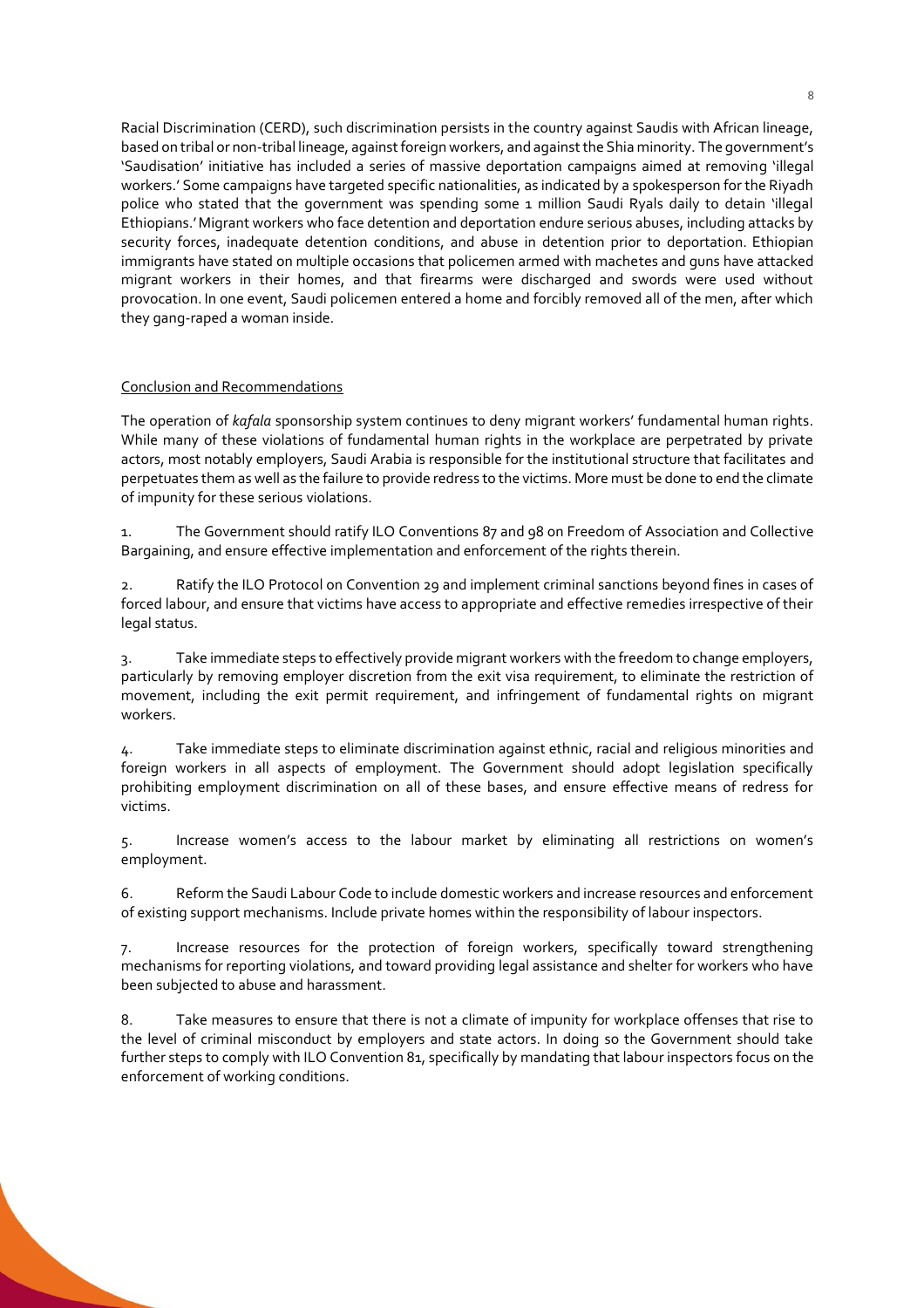Racial Discrimination (CERD), such discrimination persists in the country against Saudis with African lineage, based on tribal or non-tribal lineage, against foreign workers, and against the Shia minority. The government's 'Saudisation' initiative has included a series of massive deportation campaigns aimed at removing 'illegal workers.' Some campaigns have targeted specific nationalities, as indicated by a spokesperson for the Riyadh police who stated that the government was spending some 1 million Saudi Ryals daily to detain 'illegal Ethiopians.' Migrant workers who face detention and deportation endure serious abuses, including attacks by security forces, inadequate detention conditions, and abuse in detention prior to deportation. Ethiopian immigrants have stated on multiple occasions that policemen armed with machetes and guns have attacked migrant workers in their homes, and that firearms were discharged and swords were used without provocation. In one event, Saudi policemen entered a home and forcibly removed all of the men, after which they gang-raped a woman inside.

## Conclusion and Recommendations

The operation of *kafala* sponsorship system continues to deny migrant workers' fundamental human rights. While many of these violations of fundamental human rights in the workplace are perpetrated by private actors, most notably employers, Saudi Arabia is responsible for the institutional structure that facilitates and perpetuates them as well as the failure to provide redress to the victims. More must be done to end the climate of impunity for these serious violations.

1. The Government should ratify ILO Conventions 87 and 98 on Freedom of Association and Collective Bargaining, and ensure effective implementation and enforcement of the rights therein.

2. Ratify the ILO Protocol on Convention 29 and implement criminal sanctions beyond fines in cases of forced labour, and ensure that victims have access to appropriate and effective remedies irrespective of their legal status.

3. Take immediate steps to effectively provide migrant workers with the freedom to change employers, particularly by removing employer discretion from the exit visa requirement, to eliminate the restriction of movement, including the exit permit requirement, and infringement of fundamental rights on migrant workers.

4. Take immediate steps to eliminate discrimination against ethnic, racial and religious minorities and foreign workers in all aspects of employment. The Government should adopt legislation specifically prohibiting employment discrimination on all of these bases, and ensure effective means of redress for victims.

5. Increase women's access to the labour market by eliminating all restrictions on women's employment.

6. Reform the Saudi Labour Code to include domestic workers and increase resources and enforcement of existing support mechanisms. Include private homes within the responsibility of labour inspectors.

7. Increase resources for the protection of foreign workers, specifically toward strengthening mechanisms for reporting violations, and toward providing legal assistance and shelter for workers who have been subjected to abuse and harassment.

8. Take measures to ensure that there is not a climate of impunity for workplace offenses that rise to the level of criminal misconduct by employers and state actors. In doing so the Government should take further steps to comply with ILO Convention 81, specifically by mandating that labour inspectors focus on the enforcement of working conditions.